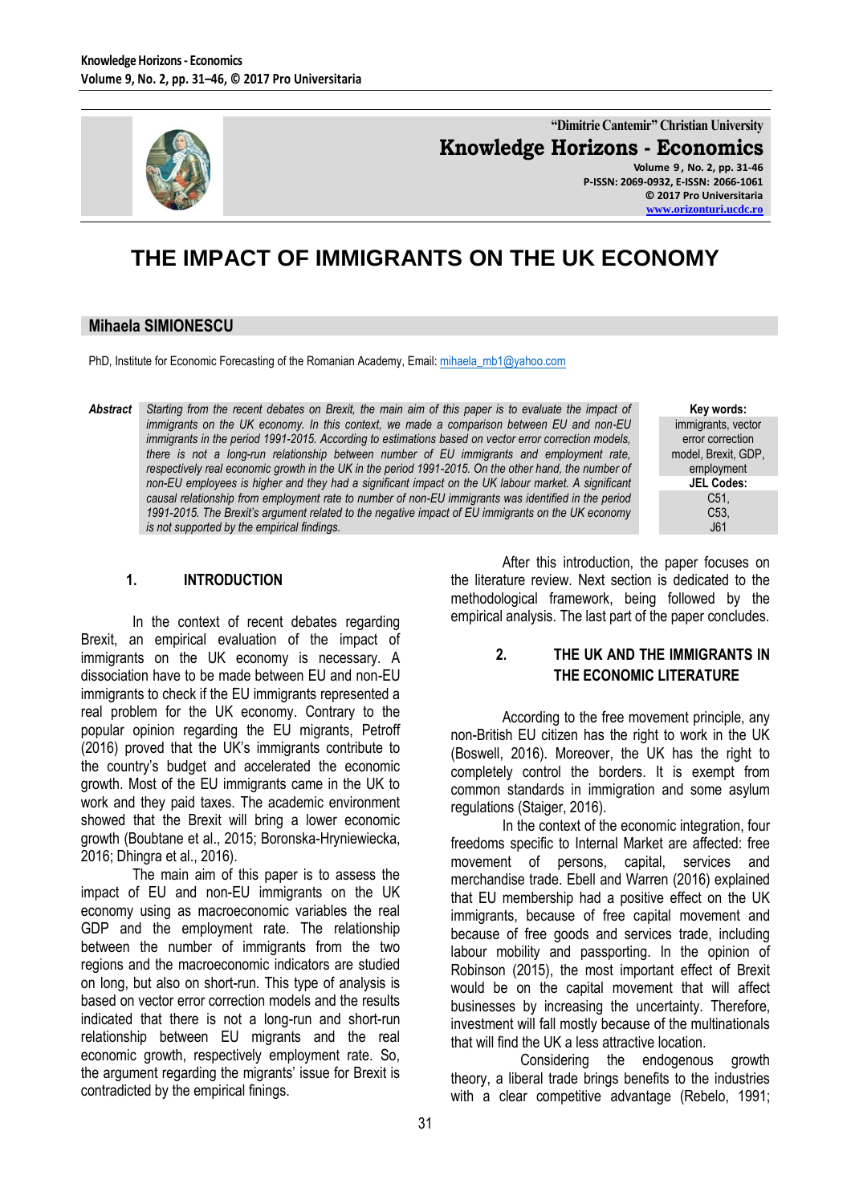# THE IMPACT OF IMMIGRANTS ON THE UK ECONOMY

## Mihaela SIMIONESCU

PhD, Institute for Economic Forecasting of the Romanian Academy, Email: mihaela_mb1@yahoo.com

**Abstract** *Starting from the recent debates on Brexit, the main aim of this paper is to evaluate the impact of immigrants on the UK economy. In this context, we made a comparison between EU and non-EU immigrants in the period 1991-2015. According to estimations based on vector error correction models, there is not a long-run relationship between number of EU immigrants and employment rate, respectively real economic growth in the UK in the period 1991-2015. On the other hand, the number of non-EU employees is higher and they had a significant impact on the UK labour market. A significant causal relationship from employment rate to number of non-EU immigrants was identified in the period 1991-2015. The Brexit's argument related to the negative impact of EU immigrants on the UK economy is not supported by the empirical findings.*

**Key words:** immigrants, vector error correction model, Brexit, GDP, employment

**JEL Codes:** C51, C53, J61

## 1. INTRODUCTION

In the context of recent debates regarding Brexit, an empirical evaluation of the impact of immigrants on the UK economy is necessary. A dissociation have to be made between EU and non-EU immigrants to check if the EU immigrants represented a real problem for the UK economy. Contrary to the popular opinion regarding the EU migrants, Petroff (2016) proved that the UK's immigrants contribute to the country's budget and accelerated the economic growth. Most of the EU immigrants came in the UK to work and they paid taxes. The academic environment showed that the Brexit will bring a lower economic growth (Boubtane et al., 2015; Boronska-Hryniewiecka, 2016; Dhingra et al., 2016).

The main aim of this paper is to assess the impact of EU and non-EU immigrants on the UK economy using as macroeconomic variables the real GDP and the employment rate. The relationship between the number of immigrants from the two regions and the macroeconomic indicators are studied on long, but also on short-run. This type of analysis is based on vector error correction models and the results indicated that there is not a long-run and short-run relationship between EU migrants and the real economic growth, respectively employment rate. So, the argument regarding the migrants' issue for Brexit is contradicted by the empirical finings.

After this introduction, the paper focuses on the literature review. Next section is dedicated to the methodological framework, being followed by the empirical analysis. The last part of the paper concludes.

## 2. THE UK AND THE IMMIGRANTS IN THE ECONOMIC LITERATURE

According to the free movement principle, any non-British EU citizen has the right to work in the UK (Boswell, 2016). Moreover, the UK has the right to completely control the borders. It is exempt from common standards in immigration and some asylum regulations (Staiger, 2016).

In the context of the economic integration, four freedoms specific to Internal Market are affected: free movement of persons, capital, services and merchandise trade. Ebell and Warren (2016) explained that EU membership had a positive effect on the UK immigrants, because of free capital movement and because of free goods and services trade, including labour mobility and passporting. In the opinion of Robinson (2015), the most important effect of Brexit would be on the capital movement that will affect businesses by increasing the uncertainty. Therefore, investment will fall mostly because of the multinationals that will find the UK a less attractive location.

Considering the endogenous growth theory, a liberal trade brings benefits to the industries with a clear competitive advantage (Rebelo, 1991;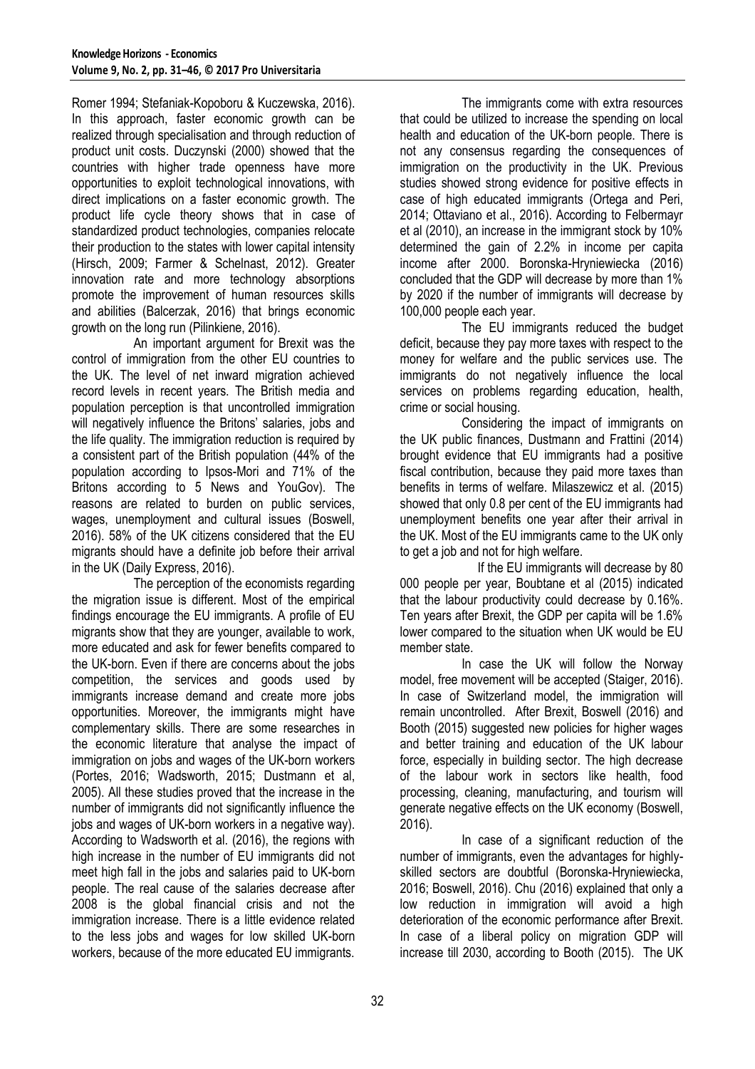Romer 1994; Stefaniak-Kopoboru & Kuczewska, 2016). In this approach, faster economic growth can be realized through specialisation and through reduction of product unit costs. Duczynski (2000) showed that the countries with higher trade openness have more opportunities to exploit technological innovations, with direct implications on a faster economic growth. The product life cycle theory shows that in case of standardized product technologies, companies relocate their production to the states with lower capital intensity (Hirsch, 2009; Farmer & Schelnast, 2012). Greater innovation rate and more technology absorptions promote the improvement of human resources skills and abilities (Balcerzak, 2016) that brings economic growth on the long run (Pilinkiene, 2016).

An important argument for Brexit was the control of immigration from the other EU countries to the UK. The level of net inward migration achieved record levels in recent years. The British media and population perception is that uncontrolled immigration will negatively influence the Britons' salaries, jobs and the life quality. The immigration reduction is required by a consistent part of the British population (44% of the population according to Ipsos-Mori and 71% of the Britons according to 5 News and YouGov). The reasons are related to burden on public services, wages, unemployment and cultural issues (Boswell, 2016). 58% of the UK citizens considered that the EU migrants should have a definite job before their arrival in the UK (Daily Express, 2016).

The perception of the economists regarding the migration issue is different. Most of the empirical findings encourage the EU immigrants. A profile of EU migrants show that they are younger, available to work, more educated and ask for fewer benefits compared to the UK-born. Even if there are concerns about the jobs competition, the services and goods used by immigrants increase demand and create more jobs opportunities. Moreover, the immigrants might have complementary skills. There are some researches in the economic literature that analyse the impact of immigration on jobs and wages of the UK-born workers (Portes, 2016; Wadsworth, 2015; Dustmann et al, 2005). All these studies proved that the increase in the number of immigrants did not significantly influence the jobs and wages of UK-born workers in a negative way). According to Wadsworth et al. (2016), the regions with high increase in the number of EU immigrants did not meet high fall in the jobs and salaries paid to UK-born people. The real cause of the salaries decrease after 2008 is the global financial crisis and not the immigration increase. There is a little evidence related to the less jobs and wages for low skilled UK-born workers, because of the more educated EU immigrants.

The immigrants come with extra resources that could be utilized to increase the spending on local health and education of the UK-born people. There is not any consensus regarding the consequences of immigration on the productivity in the UK. Previous studies showed strong evidence for positive effects in case of high educated immigrants (Ortega and Peri, 2014; Ottaviano et al., 2016). According to Felbermayr et al (2010), an increase in the immigrant stock by 10% determined the gain of 2.2% in income per capita income after 2000. Boronska-Hryniewiecka (2016) concluded that the GDP will decrease by more than 1% by 2020 if the number of immigrants will decrease by 100,000 people each year.

The EU immigrants reduced the budget deficit, because they pay more taxes with respect to the money for welfare and the public services use. The immigrants do not negatively influence the local services on problems regarding education, health, crime or social housing.

Considering the impact of immigrants on the UK public finances, Dustmann and Frattini (2014) brought evidence that EU immigrants had a positive fiscal contribution, because they paid more taxes than benefits in terms of welfare. Milaszewicz et al. (2015) showed that only 0.8 per cent of the EU immigrants had unemployment benefits one year after their arrival in the UK. Most of the EU immigrants came to the UK only to get a job and not for high welfare.

If the EU immigrants will decrease by 80 000 people per year, Boubtane et al (2015) indicated that the labour productivity could decrease by 0.16%. Ten years after Brexit, the GDP per capita will be 1.6% lower compared to the situation when UK would be EU member state.

In case the UK will follow the Norway model, free movement will be accepted (Staiger, 2016). In case of Switzerland model, the immigration will remain uncontrolled. After Brexit, Boswell (2016) and Booth (2015) suggested new policies for higher wages and better training and education of the UK labour force, especially in building sector. The high decrease of the labour work in sectors like health, food processing, cleaning, manufacturing, and tourism will generate negative effects on the UK economy (Boswell, 2016).

In case of a significant reduction of the number of immigrants, even the advantages for highly-skilled sectors are doubtful (Boronska-Hryniewiecka, 2016; Boswell, 2016). Chu (2016) explained that only a low reduction in immigration will avoid a high deterioration of the economic performance after Brexit. In case of a liberal policy on migration GDP will increase till 2030, according to Booth (2015). The UK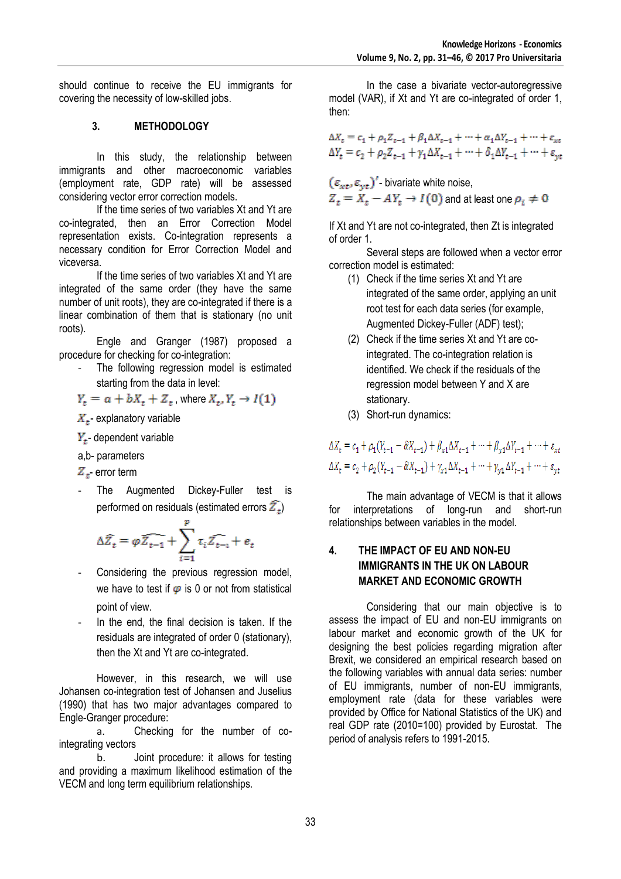should continue to receive the EU immigrants for covering the necessity of low-skilled jobs.

## 3. METHODOLOGY

In this study, the relationship between immigrants and other macroeconomic variables (employment rate, GDP rate) will be assessed considering vector error correction models.

If the time series of two variables Xt and Yt are co-integrated, then an Error Correction Model representation exists. Co-integration represents a necessary condition for Error Correction Model and viceversa.

If the time series of two variables Xt and Yt are integrated of the same order (they have the same number of unit roots), they are co-integrated if there is a linear combination of them that is stationary (no unit roots).

Engle and Granger (1987) proposed a procedure for checking for co-integration:

- The following regression model is estimated starting from the data in level:

$Y_t = a + bX_t + Z_t$, where $X_t, Y_t \rightarrow I(1)$

$X_t$- explanatory variable

$Y_t$- dependent variable

a,b- parameters

$Z_t$- error term

- The Augmented Dickey-Fuller test is performed on residuals (estimated errors $\widehat{Z_t}$)

$$\Delta\widehat{Z_t} = \varphi\widehat{Z_{t-1}} + \sum_{i=1}^{p} \tau_i \widehat{Z_{t-i}} + e_t$$

- Considering the previous regression model, we have to test if $\varphi$ is 0 or not from statistical point of view.
- In the end, the final decision is taken. If the residuals are integrated of order 0 (stationary), then the Xt and Yt are co-integrated.

However, in this research, we will use Johansen co-integration test of Johansen and Juselius (1990) that has two major advantages compared to Engle-Granger procedure:

a. Checking for the number of co-integrating vectors

b. Joint procedure: it allows for testing and providing a maximum likelihood estimation of the VECM and long term equilibrium relationships.

In the case a bivariate vector-autoregressive model (VAR), if Xt and Yt are co-integrated of order 1, then:

$$\Delta X_t = c_1 + \rho_1 Z_{t-1} + \beta_1 \Delta X_{t-1} + \cdots + \alpha_1 \Delta Y_{t-1} + \cdots + \varepsilon_{xt}$$
$$\Delta Y_t = c_2 + \rho_2 Z_{t-1} + \gamma_1 \Delta X_{t-1} + \cdots + \delta_1 \Delta Y_{t-1} + \cdots + \varepsilon_{yt}$$

$(\varepsilon_{xt}, \varepsilon_{yt})'$- bivariate white noise,

$Z_t = X_t - AY_t \rightarrow I(0)$ and at least one $\rho_i \neq 0$

If Xt and Yt are not co-integrated, then Zt is integrated of order 1.

Several steps are followed when a vector error correction model is estimated:

1. Check if the time series Xt and Yt are integrated of the same order, applying an unit root test for each data series (for example, Augmented Dickey-Fuller (ADF) test);
2. Check if the time series Xt and Yt are co-integrated. The co-integration relation is identified. We check if the residuals of the regression model between Y and X are stationary.
3. Short-run dynamics:

$$\Delta X_t = c_1 + \rho_1(Y_{t-1} - \hat{\alpha}X_{t-1}) + \beta_{x1}\Delta X_{t-1} + \cdots + \beta_{y1}\Delta Y_{t-1} + \cdots + \varepsilon_{xt}$$
$$\Delta X_t = c_2 + \rho_2(Y_{t-1} - \hat{\alpha}X_{t-1}) + \gamma_{x1}\Delta X_{t-1} + \cdots + \gamma_{y1}\Delta Y_{t-1} + \cdots + \varepsilon_{yt}$$

The main advantage of VECM is that it allows for interpretations of long-run and short-run relationships between variables in the model.

## 4. THE IMPACT OF EU AND NON-EU IMMIGRANTS IN THE UK ON LABOUR MARKET AND ECONOMIC GROWTH

Considering that our main objective is to assess the impact of EU and non-EU immigrants on labour market and economic growth of the UK for designing the best policies regarding migration after Brexit, we considered an empirical research based on the following variables with annual data series: number of EU immigrants, number of non-EU immigrants, employment rate (data for these variables were provided by Office for National Statistics of the UK) and real GDP rate (2010=100) provided by Eurostat. The period of analysis refers to 1991-2015.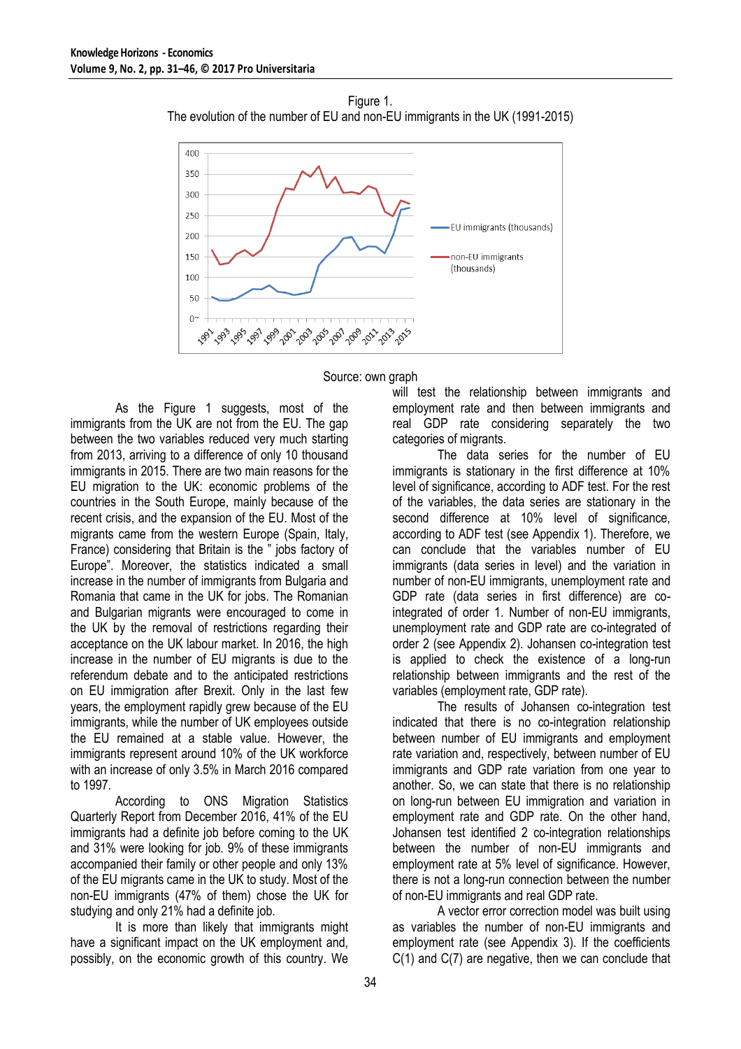Figure 1.
The evolution of the number of EU and non-EU immigrants in the UK (1991-2015)

Source: own graph

As the Figure 1 suggests, most of the immigrants from the UK are not from the EU. The gap between the two variables reduced very much starting from 2013, arriving to a difference of only 10 thousand immigrants in 2015. There are two main reasons for the EU migration to the UK: economic problems of the countries in the South Europe, mainly because of the recent crisis, and the expansion of the EU. Most of the migrants came from the western Europe (Spain, Italy, France) considering that Britain is the " jobs factory of Europe". Moreover, the statistics indicated a small increase in the number of immigrants from Bulgaria and Romania that came in the UK for jobs. The Romanian and Bulgarian migrants were encouraged to come in the UK by the removal of restrictions regarding their acceptance on the UK labour market. In 2016, the high increase in the number of EU migrants is due to the referendum debate and to the anticipated restrictions on EU immigration after Brexit. Only in the last few years, the employment rapidly grew because of the EU immigrants, while the number of UK employees outside the EU remained at a stable value. However, the immigrants represent around 10% of the UK workforce with an increase of only 3.5% in March 2016 compared to 1997.

According to ONS Migration Statistics Quarterly Report from December 2016, 41% of the EU immigrants had a definite job before coming to the UK and 31% were looking for job. 9% of these immigrants accompanied their family or other people and only 13% of the EU migrants came in the UK to study. Most of the non-EU immigrants (47% of them) chose the UK for studying and only 21% had a definite job.

It is more than likely that immigrants might have a significant impact on the UK employment and, possibly, on the economic growth of this country. We will test the relationship between immigrants and employment rate and then between immigrants and real GDP rate considering separately the two categories of migrants.

The data series for the number of EU immigrants is stationary in the first difference at 10% level of significance, according to ADF test. For the rest of the variables, the data series are stationary in the second difference at 10% level of significance, according to ADF test (see Appendix 1). Therefore, we can conclude that the variables number of EU immigrants (data series in level) and the variation in number of non-EU immigrants, unemployment rate and GDP rate (data series in first difference) are co-integrated of order 1. Number of non-EU immigrants, unemployment rate and GDP rate are co-integrated of order 2 (see Appendix 2). Johansen co-integration test is applied to check the existence of a long-run relationship between immigrants and the rest of the variables (employment rate, GDP rate).

The results of Johansen co-integration test indicated that there is no co-integration relationship between number of EU immigrants and employment rate variation and, respectively, between number of EU immigrants and GDP rate variation from one year to another. So, we can state that there is no relationship on long-run between EU immigration and variation in employment rate and GDP rate. On the other hand, Johansen test identified 2 co-integration relationships between the number of non-EU immigrants and employment rate at 5% level of significance. However, there is not a long-run connection between the number of non-EU immigrants and real GDP rate.

A vector error correction model was built using as variables the number of non-EU immigrants and employment rate (see Appendix 3). If the coefficients C(1) and C(7) are negative, then we can conclude that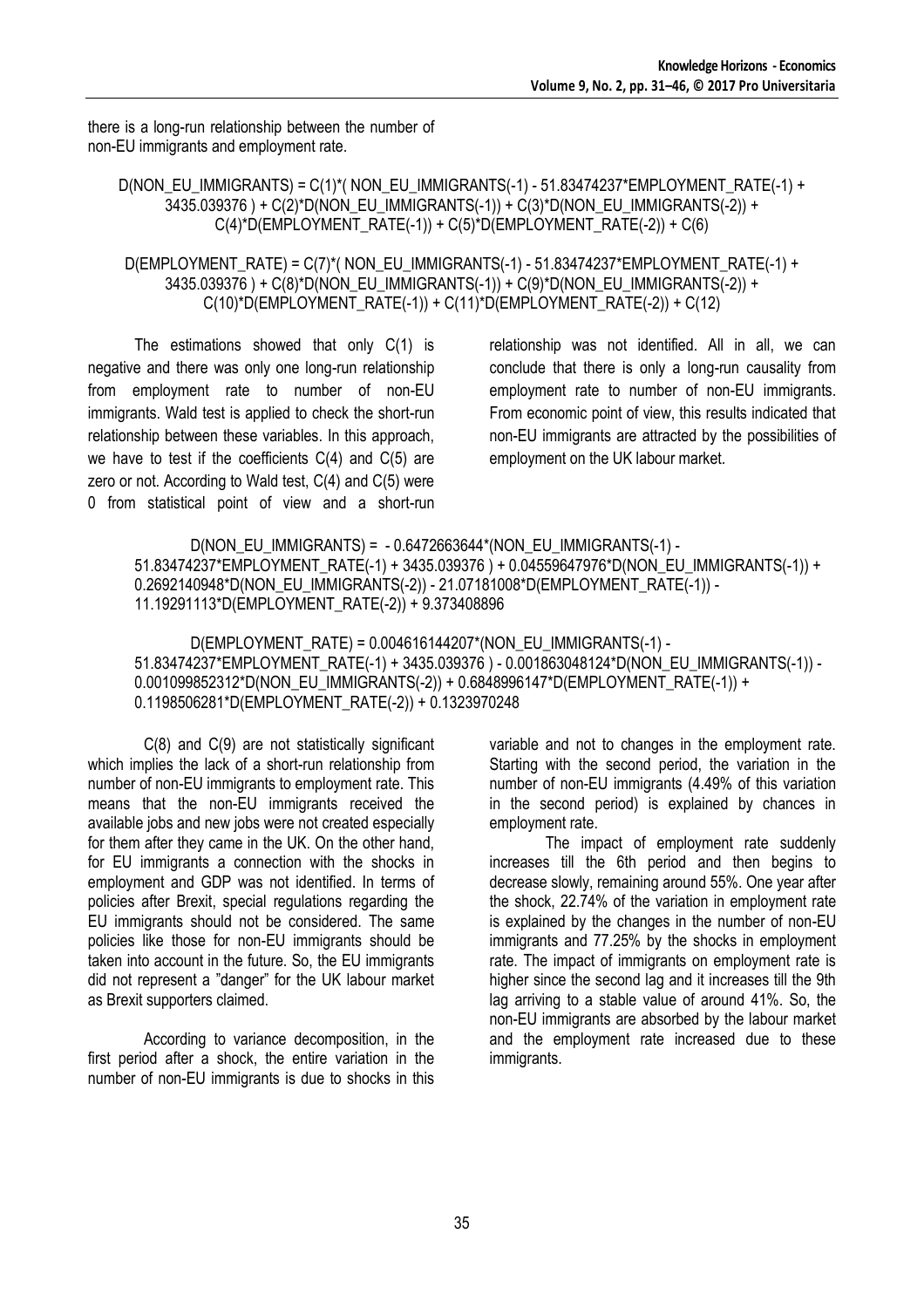there is a long-run relationship between the number of non-EU immigrants and employment rate.

D(NON_EU_IMMIGRANTS) = C(1)*( NON_EU_IMMIGRANTS(-1) - 51.83474237*EMPLOYMENT_RATE(-1) + 3435.039376 ) + C(2)*D(NON_EU_IMMIGRANTS(-1)) + C(3)*D(NON_EU_IMMIGRANTS(-2)) + C(4)*D(EMPLOYMENT_RATE(-1)) + C(5)*D(EMPLOYMENT_RATE(-2)) + C(6)

D(EMPLOYMENT_RATE) = C(7)*( NON_EU_IMMIGRANTS(-1) - 51.83474237*EMPLOYMENT_RATE(-1) + 3435.039376 ) + C(8)*D(NON_EU_IMMIGRANTS(-1)) + C(9)*D(NON_EU_IMMIGRANTS(-2)) + C(10)*D(EMPLOYMENT_RATE(-1)) + C(11)*D(EMPLOYMENT_RATE(-2)) + C(12)

The estimations showed that only C(1) is negative and there was only one long-run relationship from employment rate to number of non-EU immigrants. Wald test is applied to check the short-run relationship between these variables. In this approach, we have to test if the coefficients C(4) and C(5) are zero or not. According to Wald test, C(4) and C(5) were 0 from statistical point of view and a short-run relationship was not identified. All in all, we can conclude that there is only a long-run causality from employment rate to number of non-EU immigrants. From economic point of view, this results indicated that non-EU immigrants are attracted by the possibilities of employment on the UK labour market.

D(NON_EU_IMMIGRANTS) = - 0.6472663644*(NON_EU_IMMIGRANTS(-1) - 51.83474237*EMPLOYMENT_RATE(-1) + 3435.039376 ) + 0.04559647976*D(NON_EU_IMMIGRANTS(-1)) + 0.2692140948*D(NON_EU_IMMIGRANTS(-2)) - 21.07181008*D(EMPLOYMENT_RATE(-1)) - 11.19291113*D(EMPLOYMENT_RATE(-2)) + 9.373408896

D(EMPLOYMENT_RATE) = 0.004616144207*(NON_EU_IMMIGRANTS(-1) - 51.83474237*EMPLOYMENT_RATE(-1) + 3435.039376 ) - 0.001863048124*D(NON_EU_IMMIGRANTS(-1)) - 0.001099852312*D(NON_EU_IMMIGRANTS(-2)) + 0.6848996147*D(EMPLOYMENT_RATE(-1)) + 0.1198506281*D(EMPLOYMENT_RATE(-2)) + 0.1323970248

C(8) and C(9) are not statistically significant which implies the lack of a short-run relationship from number of non-EU immigrants to employment rate. This means that the non-EU immigrants received the available jobs and new jobs were not created especially for them after they came in the UK. On the other hand, for EU immigrants a connection with the shocks in employment and GDP was not identified. In terms of policies after Brexit, special regulations regarding the EU immigrants should not be considered. The same policies like those for non-EU immigrants should be taken into account in the future. So, the EU immigrants did not represent a "danger" for the UK labour market as Brexit supporters claimed.

According to variance decomposition, in the first period after a shock, the entire variation in the number of non-EU immigrants is due to shocks in this variable and not to changes in the employment rate. Starting with the second period, the variation in the number of non-EU immigrants (4.49% of this variation in the second period) is explained by chances in employment rate.

The impact of employment rate suddenly increases till the 6th period and then begins to decrease slowly, remaining around 55%. One year after the shock, 22.74% of the variation in employment rate is explained by the changes in the number of non-EU immigrants and 77.25% by the shocks in employment rate. The impact of immigrants on employment rate is higher since the second lag and it increases till the 9th lag arriving to a stable value of around 41%. So, the non-EU immigrants are absorbed by the labour market and the employment rate increased due to these immigrants.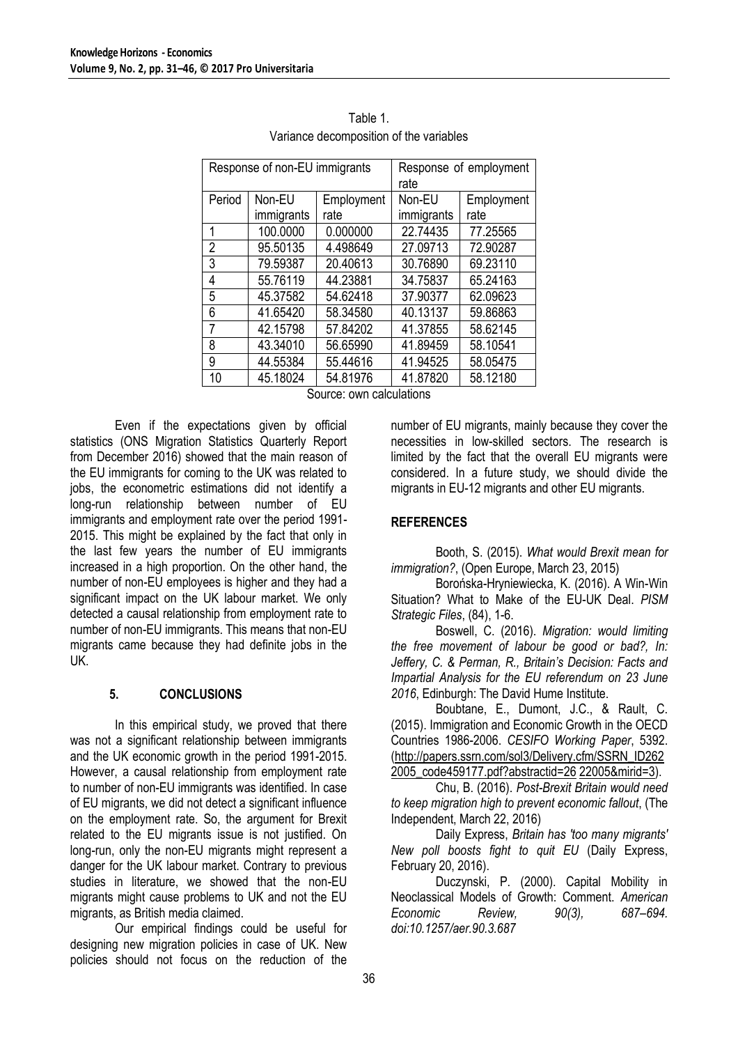Table 1.
Variance decomposition of the variables

| Response of non-EU immigrants | | | Response of employment rate | |
|---|---|---|---|---|
| Period | Non-EU immigrants | Employment rate | Non-EU immigrants | Employment rate |
| 1 | 100.0000 | 0.000000 | 22.74435 | 77.25565 |
| 2 | 95.50135 | 4.498649 | 27.09713 | 72.90287 |
| 3 | 79.59387 | 20.40613 | 30.76890 | 69.23110 |
| 4 | 55.76119 | 44.23881 | 34.75837 | 65.24163 |
| 5 | 45.37582 | 54.62418 | 37.90377 | 62.09623 |
| 6 | 41.65420 | 58.34580 | 40.13137 | 59.86863 |
| 7 | 42.15798 | 57.84202 | 41.37855 | 58.62145 |
| 8 | 43.34010 | 56.65990 | 41.89459 | 58.10541 |
| 9 | 44.55384 | 55.44616 | 41.94525 | 58.05475 |
| 10 | 45.18024 | 54.81976 | 41.87820 | 58.12180 |

Source: own calculations

Even if the expectations given by official statistics (ONS Migration Statistics Quarterly Report from December 2016) showed that the main reason of the EU immigrants for coming to the UK was related to jobs, the econometric estimations did not identify a long-run relationship between number of EU immigrants and employment rate over the period 1991-2015. This might be explained by the fact that only in the last few years the number of EU immigrants increased in a high proportion. On the other hand, the number of non-EU employees is higher and they had a significant impact on the UK labour market. We only detected a causal relationship from employment rate to number of non-EU immigrants. This means that non-EU migrants came because they had definite jobs in the UK.

## 5. CONCLUSIONS

In this empirical study, we proved that there was not a significant relationship between immigrants and the UK economic growth in the period 1991-2015. However, a causal relationship from employment rate to number of non-EU immigrants was identified. In case of EU migrants, we did not detect a significant influence on the employment rate. So, the argument for Brexit related to the EU migrants issue is not justified. On long-run, only the non-EU migrants might represent a danger for the UK labour market. Contrary to previous studies in literature, we showed that the non-EU migrants might cause problems to UK and not the EU migrants, as British media claimed.

Our empirical findings could be useful for designing new migration policies in case of UK. New policies should not focus on the reduction of the number of EU migrants, mainly because they cover the necessities in low-skilled sectors. The research is limited by the fact that the overall EU migrants were considered. In a future study, we should divide the migrants in EU-12 migrants and other EU migrants.

## REFERENCES

Booth, S. (2015). *What would Brexit mean for immigration?*, (Open Europe, March 23, 2015)

Borońska-Hryniewiecka, K. (2016). A Win-Win Situation? What to Make of the EU-UK Deal. *PISM Strategic Files*, (84), 1-6.

Boswell, C. (2016). *Migration: would limiting the free movement of labour be good or bad?, In: Jeffery, C. & Perman, R., Britain's Decision: Facts and Impartial Analysis for the EU referendum on 23 June 2016*, Edinburgh: The David Hume Institute.

Boubtane, E., Dumont, J.C., & Rault, C. (2015). Immigration and Economic Growth in the OECD Countries 1986-2006. *CESIFO Working Paper*, 5392. (http://papers.ssrn.com/sol3/Delivery.cfm/SSRN_ID2622005_code459177.pdf?abstractid=2622005&mirid=3).

Chu, B. (2016). *Post-Brexit Britain would need to keep migration high to prevent economic fallout*, (The Independent, March 22, 2016)

Daily Express, *Britain has 'too many migrants' New poll boosts fight to quit EU* (Daily Express, February 20, 2016).

Duczynski, P. (2000). Capital Mobility in Neoclassical Models of Growth: Comment. *American Economic Review, 90(3), 687–694. doi:10.1257/aer.90.3.687*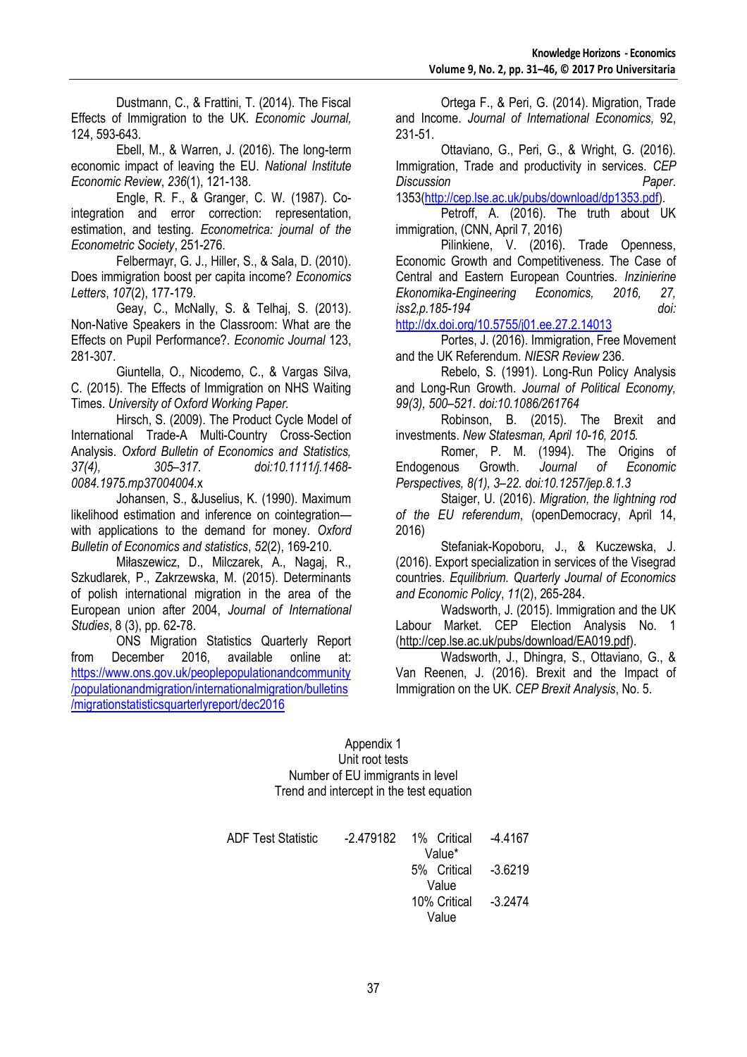Dustmann, C., & Frattini, T. (2014). The Fiscal Effects of Immigration to the UK. *Economic Journal,* 124, 593-643.

Ebell, M., & Warren, J. (2016). The long-term economic impact of leaving the EU. *National Institute Economic Review*, *236*(1), 121-138.

Engle, R. F., & Granger, C. W. (1987). Co-integration and error correction: representation, estimation, and testing. *Econometrica: journal of the Econometric Society*, 251-276.

Felbermayr, G. J., Hiller, S., & Sala, D. (2010). Does immigration boost per capita income? *Economics Letters*, *107*(2), 177-179.

Geay, C., McNally, S. & Telhaj, S. (2013). Non-Native Speakers in the Classroom: What are the Effects on Pupil Performance?. *Economic Journal* 123, 281-307.

Giuntella, O., Nicodemo, C., & Vargas Silva, C. (2015). The Effects of Immigration on NHS Waiting Times. *University of Oxford Working Paper.*

Hirsch, S. (2009). The Product Cycle Model of International Trade-A Multi-Country Cross-Section Analysis. *Oxford Bulletin of Economics and Statistics, 37(4), 305–317. doi:10.1111/j.1468-0084.1975.mp37004004*.x

Johansen, S., &Juselius, K. (1990). Maximum likelihood estimation and inference on cointegration—with applications to the demand for money. *Oxford Bulletin of Economics and statistics*, *52*(2), 169-210.

Miłaszewicz, D., Milczarek, A., Nagaj, R., Szkudlarek, P., Zakrzewska, M. (2015). Determinants of polish international migration in the area of the European union after 2004, *Journal of International Studies*, 8 (3), pp. 62-78.

ONS Migration Statistics Quarterly Report from December 2016, available online at: https://www.ons.gov.uk/peoplepopulationandcommunity/populationandmigration/internationalmigration/bulletins/migrationstatisticsquarterlyreport/dec2016

Ortega F., & Peri, G. (2014). Migration, Trade and Income. *Journal of International Economics,* 92, 231-51.

Ottaviano, G., Peri, G., & Wright, G. (2016). Immigration, Trade and productivity in services. *CEP Discussion Paper*. 1353(http://cep.lse.ac.uk/pubs/download/dp1353.pdf).

Petroff, A. (2016). The truth about UK immigration, (CNN, April 7, 2016)

Pilinkiene, V. (2016). Trade Openness, Economic Growth and Competitiveness. The Case of Central and Eastern European Countries. *Inzinierine Ekonomika-Engineering Economics, 2016, 27, iss2,p.185-194 doi:* http://dx.doi.org/10.5755/j01.ee.27.2.14013

Portes, J. (2016). Immigration, Free Movement and the UK Referendum. *NIESR Review* 236.

Rebelo, S. (1991). Long-Run Policy Analysis and Long-Run Growth. *Journal of Political Economy, 99(3), 500–521. doi:10.1086/261764*

Robinson, B. (2015). The Brexit and investments. *New Statesman, April 10-16, 2015.*

Romer, P. M. (1994). The Origins of Endogenous Growth. *Journal of Economic Perspectives, 8(1), 3–22. doi:10.1257/jep.8.1.3*

Staiger, U. (2016). *Migration, the lightning rod of the EU referendum*, (openDemocracy, April 14, 2016)

Stefaniak-Kopoboru, J., & Kuczewska, J. (2016). Export specialization in services of the Visegrad countries. *Equilibrium. Quarterly Journal of Economics and Economic Policy*, *11*(2), 265-284.

Wadsworth, J. (2015). Immigration and the UK Labour Market. CEP Election Analysis No. 1 (http://cep.lse.ac.uk/pubs/download/EA019.pdf).

Wadsworth, J., Dhingra, S., Ottaviano, G., & Van Reenen, J. (2016). Brexit and the Impact of Immigration on the UK. *CEP Brexit Analysis*, No. 5.

Appendix 1
Unit root tests
Number of EU immigrants in level
Trend and intercept in the test equation

| | | | |
|---|---|---|---|
| ADF Test Statistic | -2.479182 | 1% Critical Value* | -4.4167 |
| | | 5% Critical Value | -3.6219 |
| | | 10% Critical Value | -3.2474 |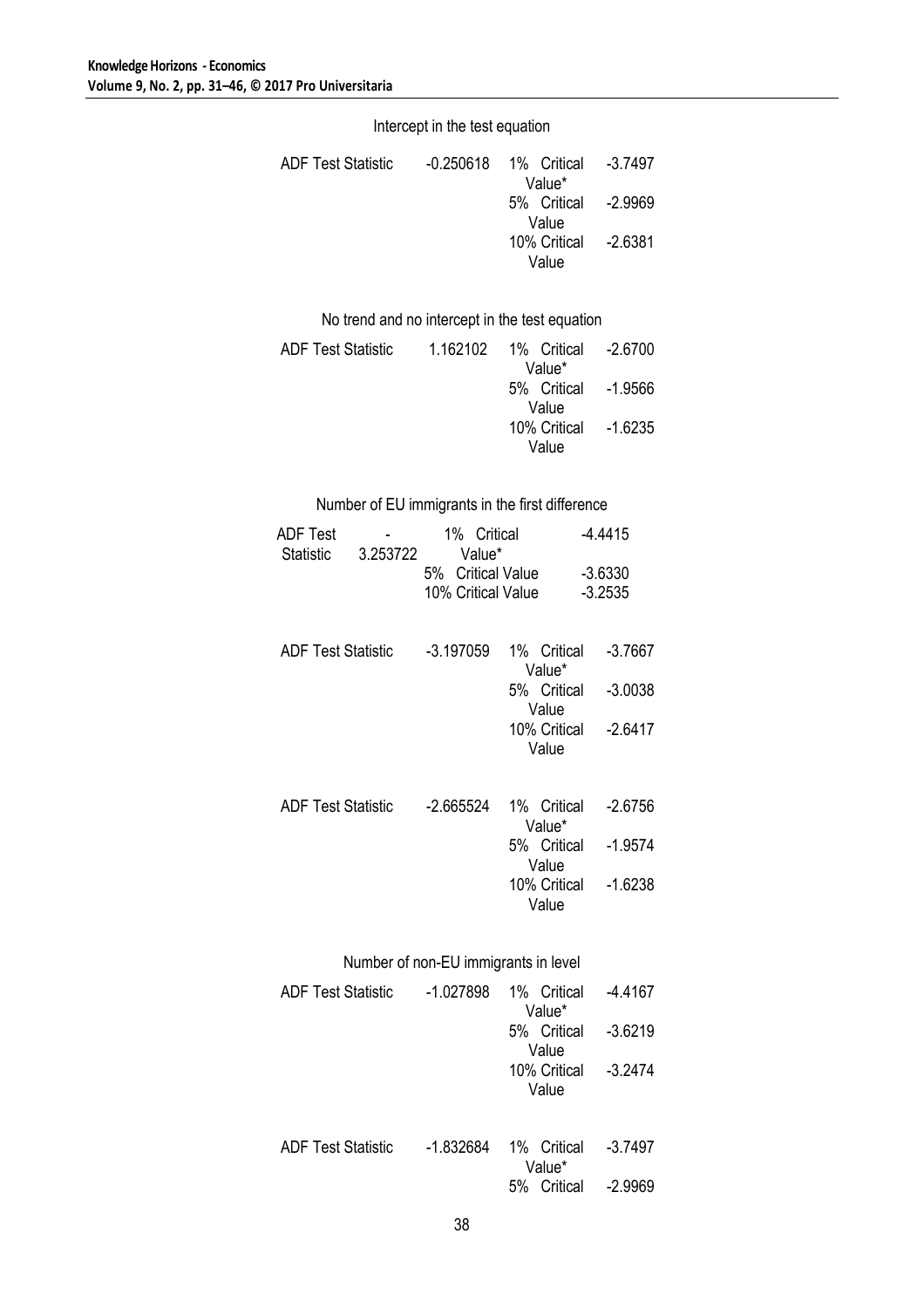Intercept in the test equation

| ADF Test Statistic | -0.250618 | 1% Critical Value* | -3.7497 |
|---|---|---|---|
| | | 5% Critical Value | -2.9969 |
| | | 10% Critical Value | -2.6381 |

No trend and no intercept in the test equation

| ADF Test Statistic | 1.162102 | 1% Critical Value* | -2.6700 |
|---|---|---|---|
| | | 5% Critical Value | -1.9566 |
| | | 10% Critical Value | -1.6235 |

Number of EU immigrants in the first difference

| ADF Test Statistic | -3.253722 | 1% Critical Value* | -4.4415 |
|---|---|---|---|
| | | 5% Critical Value | -3.6330 |
| | | 10% Critical Value | -3.2535 |

| ADF Test Statistic | -3.197059 | 1% Critical Value* | -3.7667 |
|---|---|---|---|
| | | 5% Critical Value | -3.0038 |
| | | 10% Critical Value | -2.6417 |

| ADF Test Statistic | -2.665524 | 1% Critical Value* | -2.6756 |
|---|---|---|---|
| | | 5% Critical Value | -1.9574 |
| | | 10% Critical Value | -1.6238 |

Number of non-EU immigrants in level

| ADF Test Statistic | -1.027898 | 1% Critical Value* | -4.4167 |
|---|---|---|---|
| | | 5% Critical Value | -3.6219 |
| | | 10% Critical Value | -3.2474 |

| ADF Test Statistic | -1.832684 | 1% Critical Value* | -3.7497 |
|---|---|---|---|
| | | 5% Critical | -2.9969 |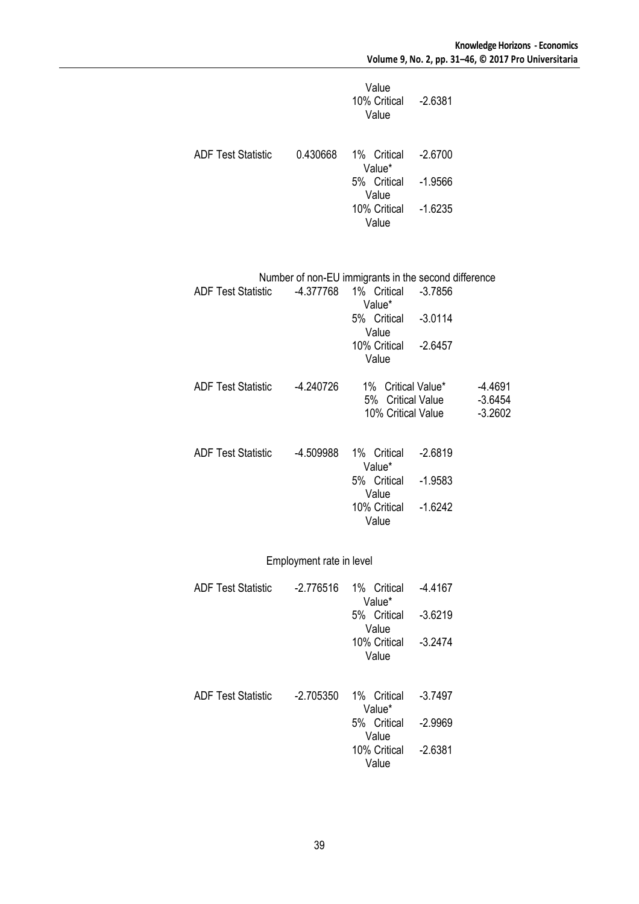| | | | |
|---|---|---|---|
| | | Value | |
| | | 10% Critical Value | -2.6381 |

| | | | |
|---|---|---|---|
| ADF Test Statistic | 0.430668 | 1% Critical Value* | -2.6700 |
| | | 5% Critical Value | -1.9566 |
| | | 10% Critical Value | -1.6235 |

Number of non-EU immigrants in the second difference

| | | | |
|---|---|---|---|
| ADF Test Statistic | -4.377768 | 1% Critical Value* | -3.7856 |
| | | 5% Critical Value | -3.0114 |
| | | 10% Critical Value | -2.6457 |

| | | | |
|---|---|---|---|
| ADF Test Statistic | -4.240726 | 1% Critical Value* | -4.4691 |
| | | 5% Critical Value | -3.6454 |
| | | 10% Critical Value | -3.2602 |

| | | | |
|---|---|---|---|
| ADF Test Statistic | -4.509988 | 1% Critical Value* | -2.6819 |
| | | 5% Critical Value | -1.9583 |
| | | 10% Critical Value | -1.6242 |

Employment rate in level

| | | | |
|---|---|---|---|
| ADF Test Statistic | -2.776516 | 1% Critical Value* | -4.4167 |
| | | 5% Critical Value | -3.6219 |
| | | 10% Critical Value | -3.2474 |

| | | | |
|---|---|---|---|
| ADF Test Statistic | -2.705350 | 1% Critical Value* | -3.7497 |
| | | 5% Critical Value | -2.9969 |
| | | 10% Critical Value | -2.6381 |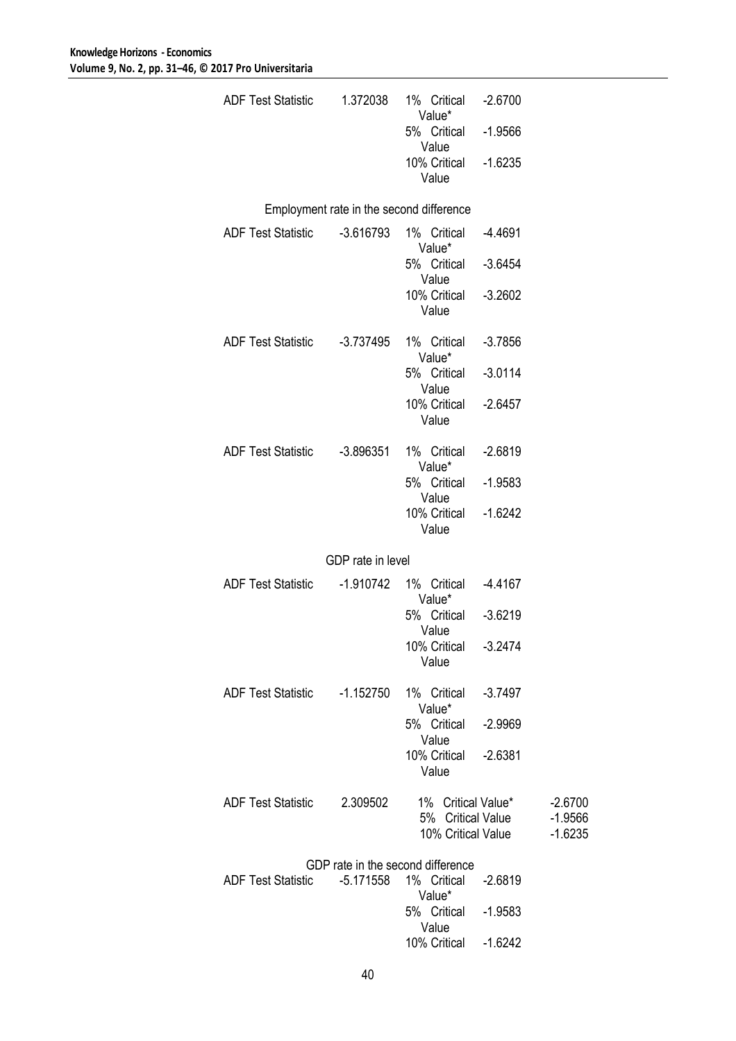| ADF Test Statistic | 1.372038 | 1% Critical Value* | -2.6700 |
|---|---|---|---|
| | | 5% Critical Value | -1.9566 |
| | | 10% Critical Value | -1.6235 |

Employment rate in the second difference

| ADF Test Statistic | -3.616793 | 1% Critical Value* | -4.4691 |
|---|---|---|---|
| | | 5% Critical Value | -3.6454 |
| | | 10% Critical Value | -3.2602 |

| ADF Test Statistic | -3.737495 | 1% Critical Value* | -3.7856 |
|---|---|---|---|
| | | 5% Critical Value | -3.0114 |
| | | 10% Critical Value | -2.6457 |

| ADF Test Statistic | -3.896351 | 1% Critical Value* | -2.6819 |
|---|---|---|---|
| | | 5% Critical Value | -1.9583 |
| | | 10% Critical Value | -1.6242 |

GDP rate in level

| ADF Test Statistic | -1.910742 | 1% Critical Value* | -4.4167 |
|---|---|---|---|
| | | 5% Critical Value | -3.6219 |
| | | 10% Critical Value | -3.2474 |

| ADF Test Statistic | -1.152750 | 1% Critical Value* | -3.7497 |
|---|---|---|---|
| | | 5% Critical Value | -2.9969 |
| | | 10% Critical Value | -2.6381 |

| ADF Test Statistic | 2.309502 | 1% Critical Value* | -2.6700 |
|---|---|---|---|
| | | 5% Critical Value | -1.9566 |
| | | 10% Critical Value | -1.6235 |

GDP rate in the second difference

| ADF Test Statistic | -5.171558 | 1% Critical Value* | -2.6819 |
|---|---|---|---|
| | | 5% Critical Value | -1.9583 |
| | | 10% Critical | -1.6242 |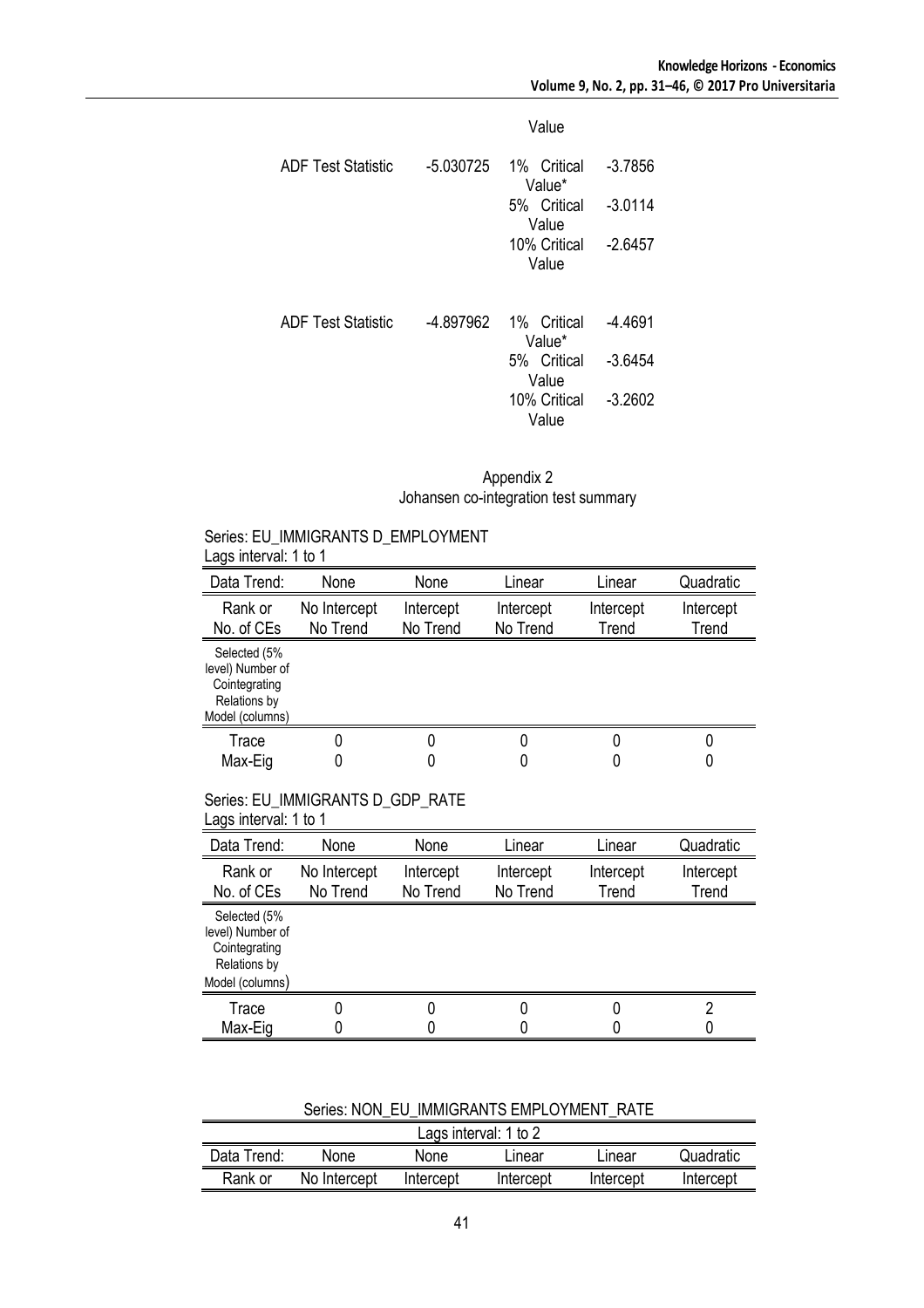| | | Value | |
|---|---|---|---|
| ADF Test Statistic | -5.030725 | 1% Critical Value* | -3.7856 |
| | | 5% Critical Value | -3.0114 |
| | | 10% Critical Value | -2.6457 |

| | | | |
|---|---|---|---|
| ADF Test Statistic | -4.897962 | 1% Critical Value* | -4.4691 |
| | | 5% Critical Value | -3.6454 |
| | | 10% Critical Value | -3.2602 |

Appendix 2

Johansen co-integration test summary

Series: EU_IMMIGRANTS D_EMPLOYMENT

Lags interval: 1 to 1

| Data Trend: | None | None | Linear | Linear | Quadratic |
|---|---|---|---|---|---|
| Rank or No. of CEs | No Intercept No Trend | Intercept No Trend | Intercept No Trend | Intercept Trend | Intercept Trend |
| Selected (5% level) Number of Cointegrating Relations by Model (columns) | | | | | |
| Trace | 0 | 0 | 0 | 0 | 0 |
| Max-Eig | 0 | 0 | 0 | 0 | 0 |

Series: EU_IMMIGRANTS D_GDP_RATE

Lags interval: 1 to 1

| Data Trend: | None | None | Linear | Linear | Quadratic |
|---|---|---|---|---|---|
| Rank or No. of CEs | No Intercept No Trend | Intercept No Trend | Intercept No Trend | Intercept Trend | Intercept Trend |
| Selected (5% level) Number of Cointegrating Relations by Model (columns) | | | | | |
| Trace | 0 | 0 | 0 | 0 | 2 |
| Max-Eig | 0 | 0 | 0 | 0 | 0 |

Series: NON_EU_IMMIGRANTS EMPLOYMENT_RATE

| Lags interval: 1 to 2 | | | | | |
|---|---|---|---|---|---|
| Data Trend: | None | None | Linear | Linear | Quadratic |
| Rank or | No Intercept | Intercept | Intercept | Intercept | Intercept |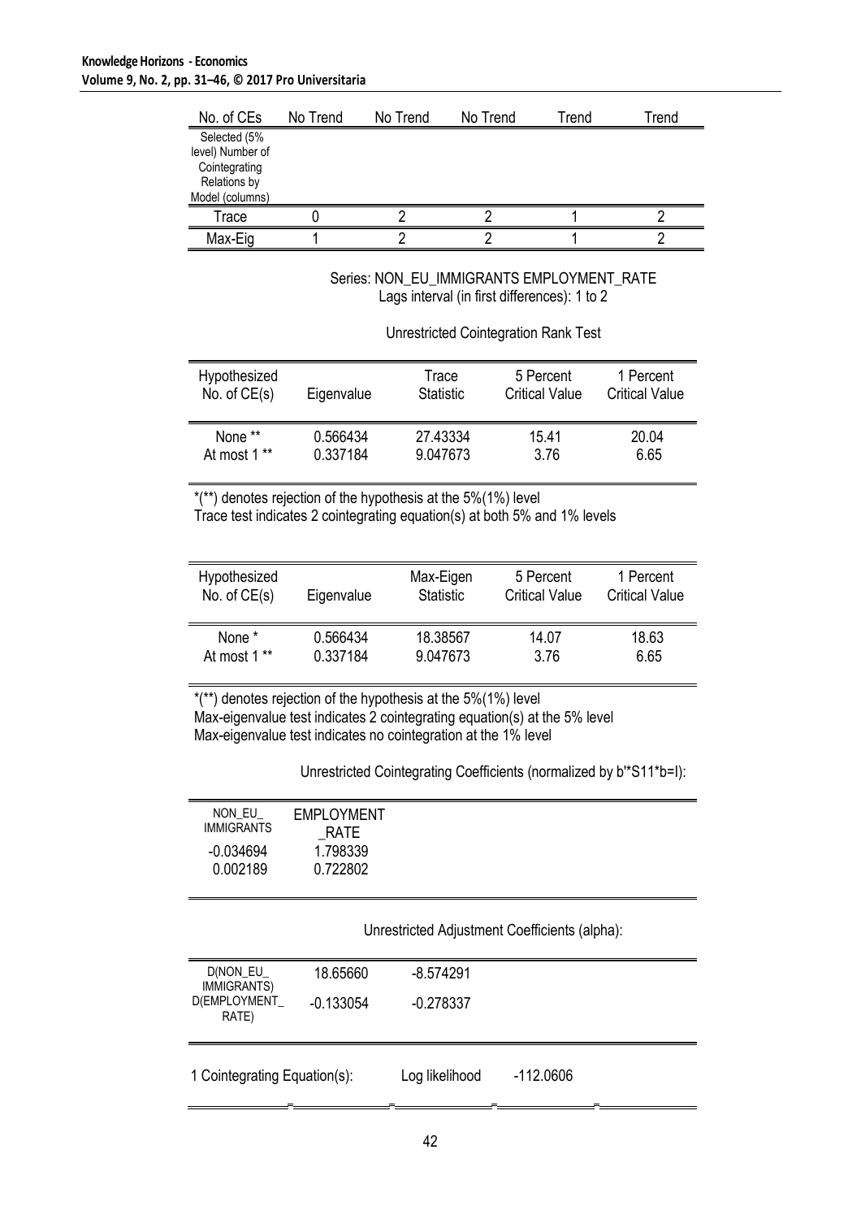| No. of CEs | No Trend | No Trend | No Trend | Trend | Trend |
|---|---|---|---|---|---|
| Selected (5% level) Number of Cointegrating Relations by Model (columns) | | | | | |
| Trace | 0 | 2 | 2 | 1 | 2 |
| Max-Eig | 1 | 2 | 2 | 1 | 2 |

Series: NON_EU_IMMIGRANTS EMPLOYMENT_RATE
Lags interval (in first differences): 1 to 2

Unrestricted Cointegration Rank Test

| Hypothesized No. of CE(s) | Eigenvalue | Trace Statistic | 5 Percent Critical Value | 1 Percent Critical Value |
|---|---|---|---|---|
| None ** | 0.566434 | 27.43334 | 15.41 | 20.04 |
| At most 1 ** | 0.337184 | 9.047673 | 3.76 | 6.65 |

*(**) denotes rejection of the hypothesis at the 5%(1%) level
Trace test indicates 2 cointegrating equation(s) at both 5% and 1% levels

| Hypothesized No. of CE(s) | Eigenvalue | Max-Eigen Statistic | 5 Percent Critical Value | 1 Percent Critical Value |
|---|---|---|---|---|
| None * | 0.566434 | 18.38567 | 14.07 | 18.63 |
| At most 1 ** | 0.337184 | 9.047673 | 3.76 | 6.65 |

*(**) denotes rejection of the hypothesis at the 5%(1%) level
Max-eigenvalue test indicates 2 cointegrating equation(s) at the 5% level
Max-eigenvalue test indicates no cointegration at the 1% level

Unrestricted Cointegrating Coefficients (normalized by b'*S11*b=I):

| NON_EU_IMMIGRANTS | EMPLOYMENT_RATE |
|---|---|
| -0.034694 | 1.798339 |
| 0.002189 | 0.722802 |

Unrestricted Adjustment Coefficients (alpha):

| | | |
|---|---|---|
| D(NON_EU_IMMIGRANTS) | 18.65660 | -8.574291 |
| D(EMPLOYMENT_RATE) | -0.133054 | -0.278337 |

1 Cointegrating Equation(s): Log likelihood -112.0606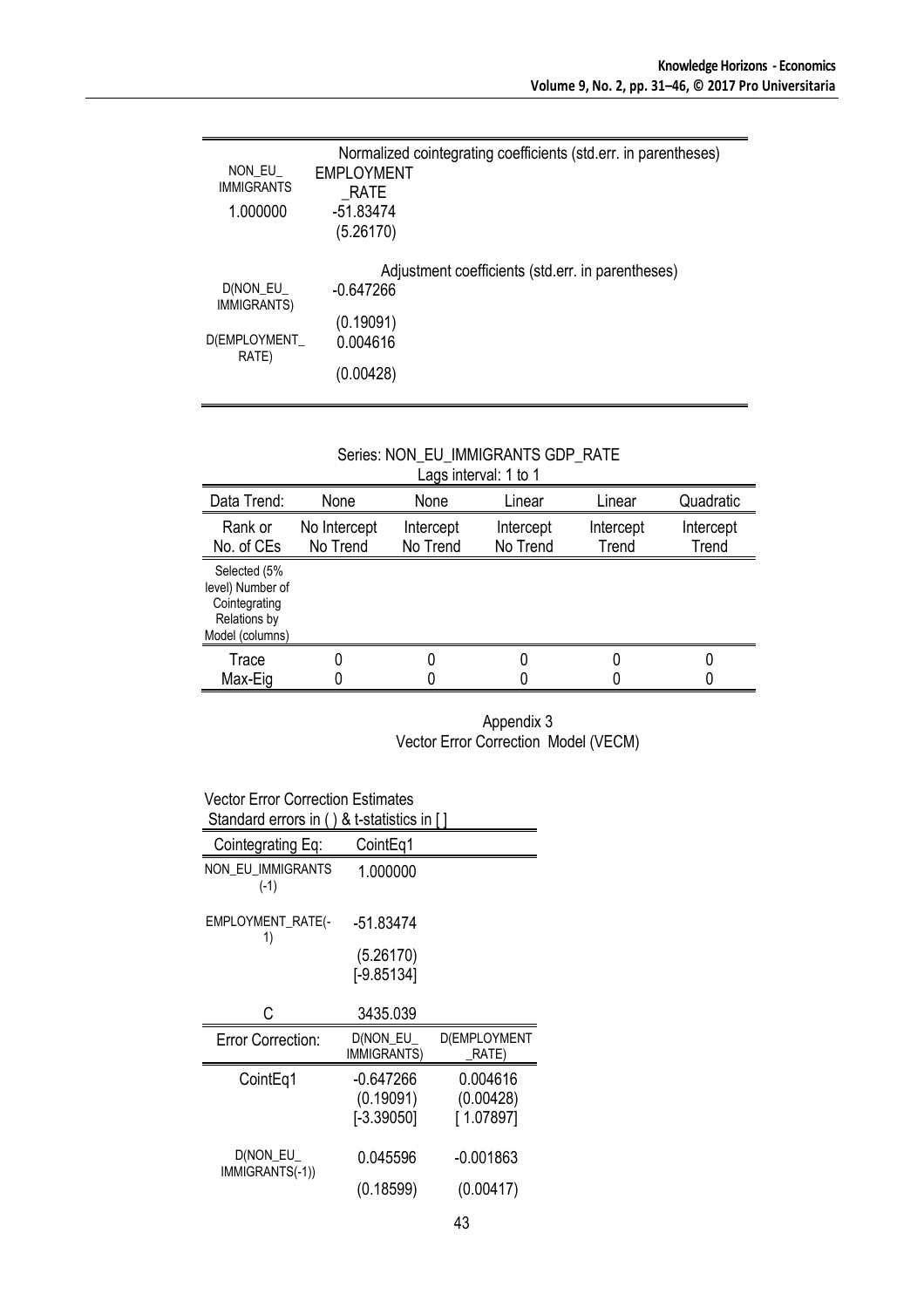| | Normalized cointegrating coefficients (std.err. in parentheses) |
|---|---|
| NON_EU_ IMMIGRANTS | EMPLOYMENT _RATE |
| 1.000000 | -51.83474 |
| | (5.26170) |
| | Adjustment coefficients (std.err. in parentheses) |
| D(NON_EU_ IMMIGRANTS) | -0.647266 |
| | (0.19091) |
| D(EMPLOYMENT_ RATE) | 0.004616 |
| | (0.00428) |

Series: NON_EU_IMMIGRANTS GDP_RATE
Lags interval: 1 to 1

| Data Trend: | None | None | Linear | Linear | Quadratic |
|---|---|---|---|---|---|
| Rank or No. of CEs | No Intercept No Trend | Intercept No Trend | Intercept No Trend | Intercept Trend | Intercept Trend |
| Selected (5% level) Number of Cointegrating Relations by Model (columns) | | | | | |
| Trace | 0 | 0 | 0 | 0 | 0 |
| Max-Eig | 0 | 0 | 0 | 0 | 0 |

Appendix 3
Vector Error Correction Model (VECM)

Vector Error Correction Estimates
Standard errors in ( ) & t-statistics in [ ]

| Cointegrating Eq: | CointEq1 | |
|---|---|---|
| NON_EU_IMMIGRANTS(-1) | 1.000000 | |
| EMPLOYMENT_RATE(-1) | -51.83474 | |
| | (5.26170) | |
| | [-9.85134] | |
| C | 3435.039 | |
| **Error Correction:** | **D(NON_EU_ IMMIGRANTS)** | **D(EMPLOYMENT _RATE)** |
| CointEq1 | -0.647266 | 0.004616 |
| | (0.19091) | (0.00428) |
| | [-3.39050] | [ 1.07897] |
| D(NON_EU_ IMMIGRANTS(-1)) | 0.045596 | -0.001863 |
| | (0.18599) | (0.00417) |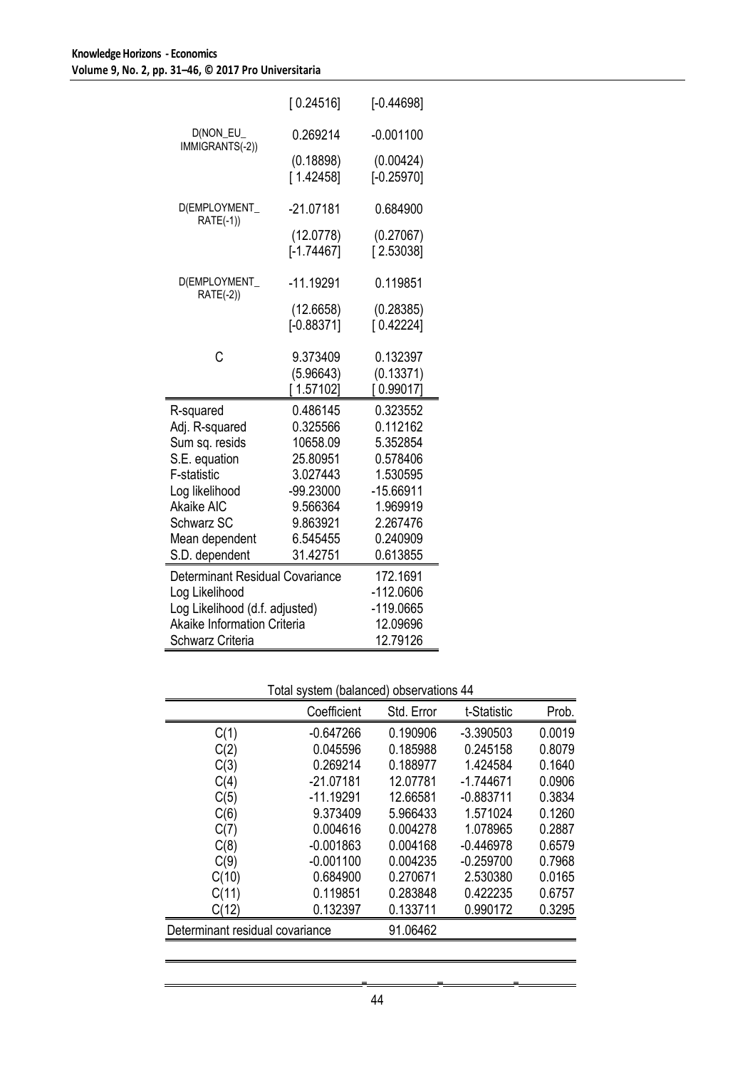| | | |
|---|---|---|
| | [ 0.24516] | [-0.44698] |
| D(NON_EU_IMMIGRANTS(-2)) | 0.269214 | -0.001100 |
| | (0.18898) | (0.00424) |
| | [ 1.42458] | [-0.25970] |
| D(EMPLOYMENT_RATE(-1)) | -21.07181 | 0.684900 |
| | (12.0778) | (0.27067) |
| | [-1.74467] | [ 2.53038] |
| D(EMPLOYMENT_RATE(-2)) | -11.19291 | 0.119851 |
| | (12.6658) | (0.28385) |
| | [-0.88371] | [ 0.42224] |
| C | 9.373409 | 0.132397 |
| | (5.96643) | (0.13371) |
| | [ 1.57102] | [ 0.99017] |
| R-squared | 0.486145 | 0.323552 |
| Adj. R-squared | 0.325566 | 0.112162 |
| Sum sq. resids | 10658.09 | 5.352854 |
| S.E. equation | 25.80951 | 0.578406 |
| F-statistic | 3.027443 | 1.530595 |
| Log likelihood | -99.23000 | -15.66911 |
| Akaike AIC | 9.566364 | 1.969919 |
| Schwarz SC | 9.863921 | 2.267476 |
| Mean dependent | 6.545455 | 0.240909 |
| S.D. dependent | 31.42751 | 0.613855 |
| Determinant Residual Covariance | | 172.1691 |
| Log Likelihood | | -112.0606 |
| Log Likelihood (d.f. adjusted) | | -119.0665 |
| Akaike Information Criteria | | 12.09696 |
| Schwarz Criteria | | 12.79126 |

Total system (balanced) observations 44

| | Coefficient | Std. Error | t-Statistic | Prob. |
|---|---|---|---|---|
| C(1) | -0.647266 | 0.190906 | -3.390503 | 0.0019 |
| C(2) | 0.045596 | 0.185988 | 0.245158 | 0.8079 |
| C(3) | 0.269214 | 0.188977 | 1.424584 | 0.1640 |
| C(4) | -21.07181 | 12.07781 | -1.744671 | 0.0906 |
| C(5) | -11.19291 | 12.66581 | -0.883711 | 0.3834 |
| C(6) | 9.373409 | 5.966433 | 1.571024 | 0.1260 |
| C(7) | 0.004616 | 0.004278 | 1.078965 | 0.2887 |
| C(8) | -0.001863 | 0.004168 | -0.446978 | 0.6579 |
| C(9) | -0.001100 | 0.004235 | -0.259700 | 0.7968 |
| C(10) | 0.684900 | 0.270671 | 2.530380 | 0.0165 |
| C(11) | 0.119851 | 0.283848 | 0.422235 | 0.6757 |
| C(12) | 0.132397 | 0.133711 | 0.990172 | 0.3295 |
| Determinant residual covariance | | 91.06462 | | |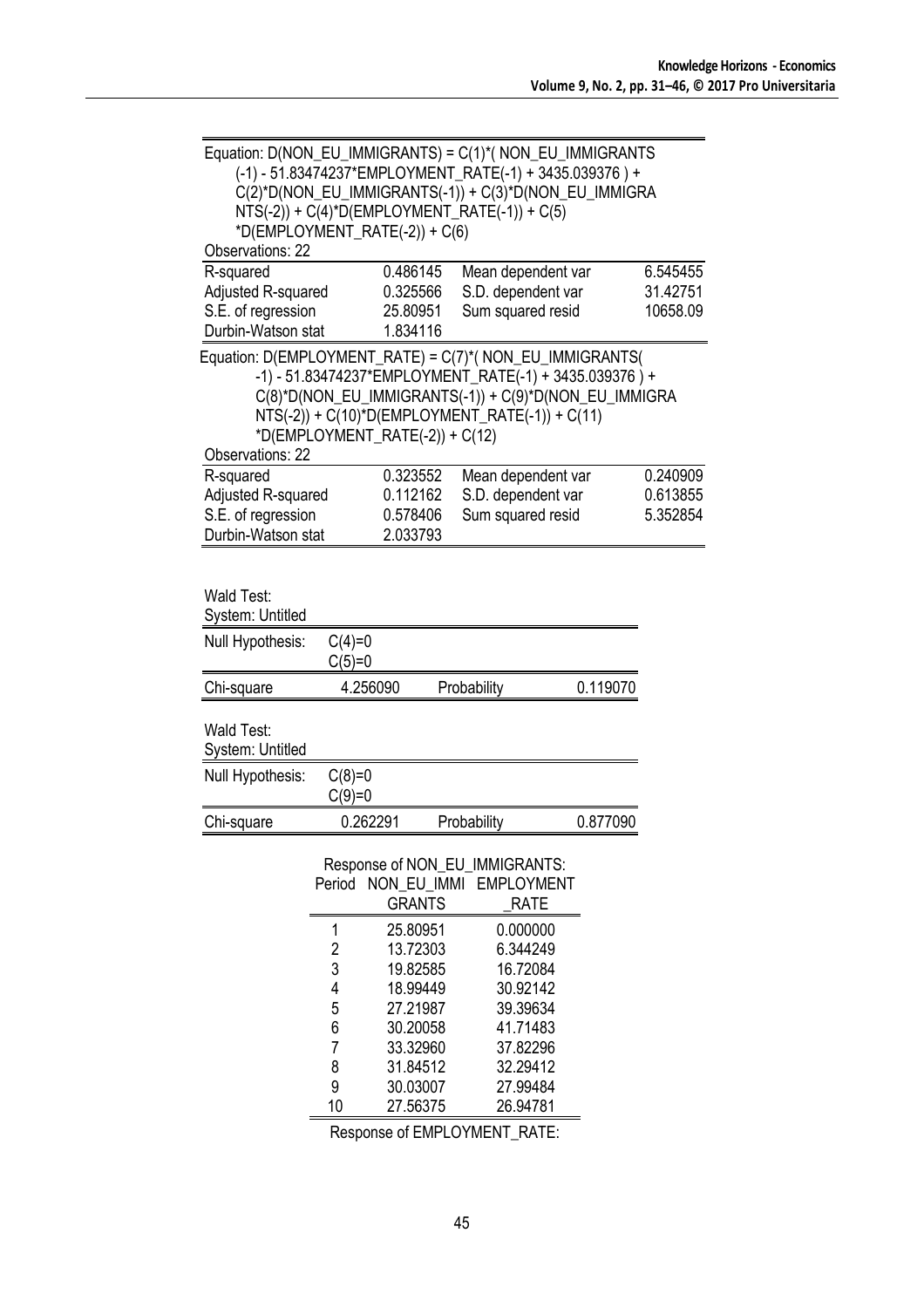Equation: D(NON_EU_IMMIGRANTS) = C(1)*( NON_EU_IMMIGRANTS(-1) - 51.83474237*EMPLOYMENT_RATE(-1) + 3435.039376 ) + C(2)*D(NON_EU_IMMIGRANTS(-1)) + C(3)*D(NON_EU_IMMIGRANTS(-2)) + C(4)*D(EMPLOYMENT_RATE(-1)) + C(5)*D(EMPLOYMENT_RATE(-2)) + C(6)

Observations: 22

| | | | |
|---|---|---|---|
| R-squared | 0.486145 | Mean dependent var | 6.545455 |
| Adjusted R-squared | 0.325566 | S.D. dependent var | 31.42751 |
| S.E. of regression | 25.80951 | Sum squared resid | 10658.09 |
| Durbin-Watson stat | 1.834116 | | |

Equation: D(EMPLOYMENT_RATE) = C(7)*( NON_EU_IMMIGRANTS(-1) - 51.83474237*EMPLOYMENT_RATE(-1) + 3435.039376 ) + C(8)*D(NON_EU_IMMIGRANTS(-1)) + C(9)*D(NON_EU_IMMIGRANTS(-2)) + C(10)*D(EMPLOYMENT_RATE(-1)) + C(11)*D(EMPLOYMENT_RATE(-2)) + C(12)

Observations: 22

| | | | |
|---|---|---|---|
| R-squared | 0.323552 | Mean dependent var | 0.240909 |
| Adjusted R-squared | 0.112162 | S.D. dependent var | 0.613855 |
| S.E. of regression | 0.578406 | Sum squared resid | 5.352854 |
| Durbin-Watson stat | 2.033793 | | |

Wald Test:
System: Untitled

| Null Hypothesis: | C(4)=0 C(5)=0 | | |
|---|---|---|---|
| Chi-square | 4.256090 | Probability | 0.119070 |

Wald Test:
System: Untitled

| Null Hypothesis: | C(8)=0 C(9)=0 | | |
|---|---|---|---|
| Chi-square | 0.262291 | Probability | 0.877090 |

Response of NON_EU_IMMIGRANTS:

| Period | NON_EU_IMMIGRANTS | EMPLOYMENT_RATE |
|---|---|---|
| 1 | 25.80951 | 0.000000 |
| 2 | 13.72303 | 6.344249 |
| 3 | 19.82585 | 16.72084 |
| 4 | 18.99449 | 30.92142 |
| 5 | 27.21987 | 39.39634 |
| 6 | 30.20058 | 41.71483 |
| 7 | 33.32960 | 37.82296 |
| 8 | 31.84512 | 32.29412 |
| 9 | 30.03007 | 27.99484 |
| 10 | 27.56375 | 26.94781 |

Response of EMPLOYMENT_RATE: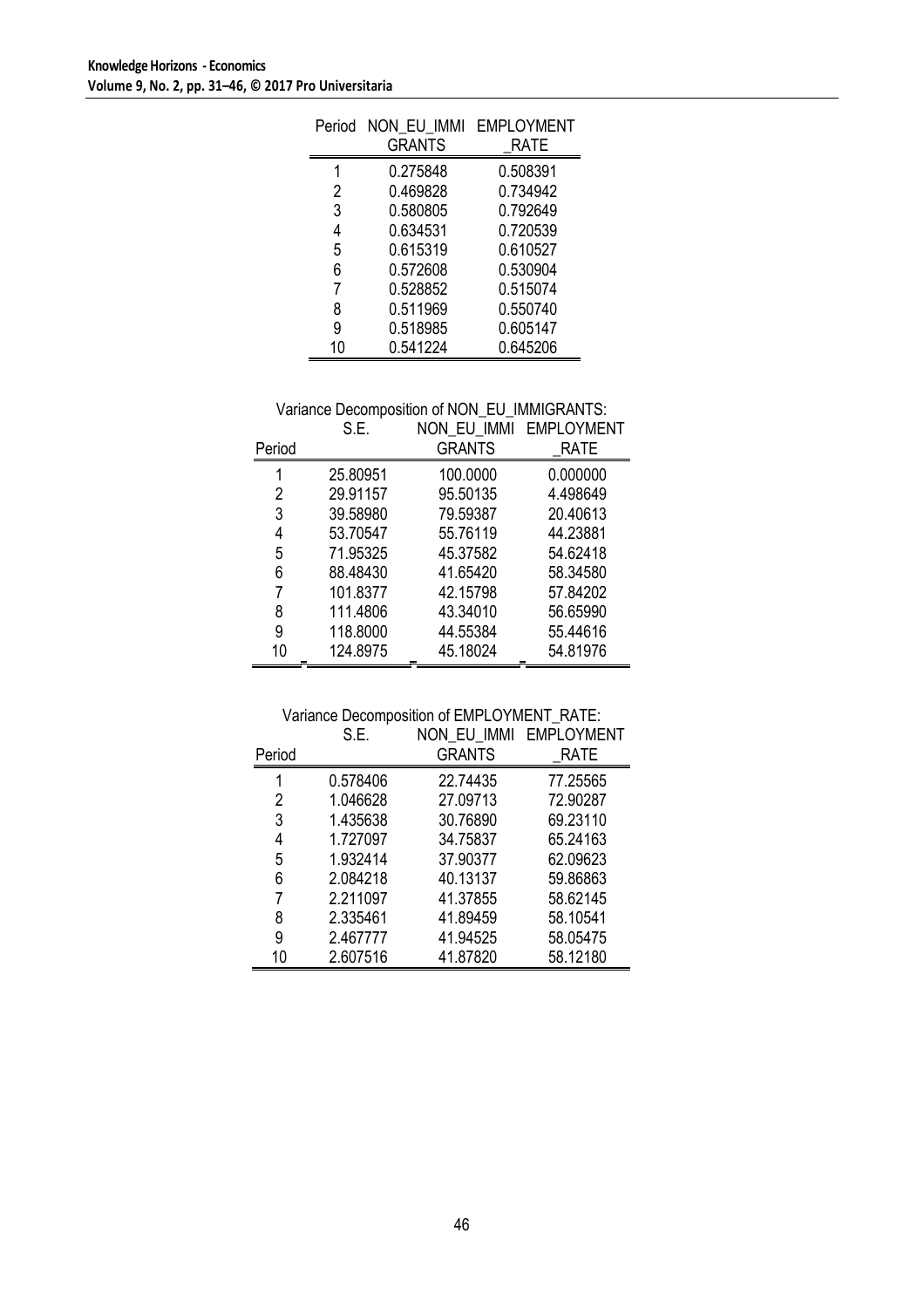| Period | NON_EU_IMMIGRANTS | EMPLOYMENT_RATE |
|---|---|---|
| 1 | 0.275848 | 0.508391 |
| 2 | 0.469828 | 0.734942 |
| 3 | 0.580805 | 0.792649 |
| 4 | 0.634531 | 0.720539 |
| 5 | 0.615319 | 0.610527 |
| 6 | 0.572608 | 0.530904 |
| 7 | 0.528852 | 0.515074 |
| 8 | 0.511969 | 0.550740 |
| 9 | 0.518985 | 0.605147 |
| 10 | 0.541224 | 0.645206 |

Variance Decomposition of NON_EU_IMMIGRANTS:

| Period | S.E. | NON_EU_IMMIGRANTS | EMPLOYMENT_RATE |
|---|---|---|---|
| 1 | 25.80951 | 100.0000 | 0.000000 |
| 2 | 29.91157 | 95.50135 | 4.498649 |
| 3 | 39.58980 | 79.59387 | 20.40613 |
| 4 | 53.70547 | 55.76119 | 44.23881 |
| 5 | 71.95325 | 45.37582 | 54.62418 |
| 6 | 88.48430 | 41.65420 | 58.34580 |
| 7 | 101.8377 | 42.15798 | 57.84202 |
| 8 | 111.4806 | 43.34010 | 56.65990 |
| 9 | 118.8000 | 44.55384 | 55.44616 |
| 10 | 124.8975 | 45.18024 | 54.81976 |

Variance Decomposition of EMPLOYMENT_RATE:

| Period | S.E. | NON_EU_IMMIGRANTS | EMPLOYMENT_RATE |
|---|---|---|---|
| 1 | 0.578406 | 22.74435 | 77.25565 |
| 2 | 1.046628 | 27.09713 | 72.90287 |
| 3 | 1.435638 | 30.76890 | 69.23110 |
| 4 | 1.727097 | 34.75837 | 65.24163 |
| 5 | 1.932414 | 37.90377 | 62.09623 |
| 6 | 2.084218 | 40.13137 | 59.86863 |
| 7 | 2.211097 | 41.37855 | 58.62145 |
| 8 | 2.335461 | 41.89459 | 58.10541 |
| 9 | 2.467777 | 41.94525 | 58.05475 |
| 10 | 2.607516 | 41.87820 | 58.12180 |